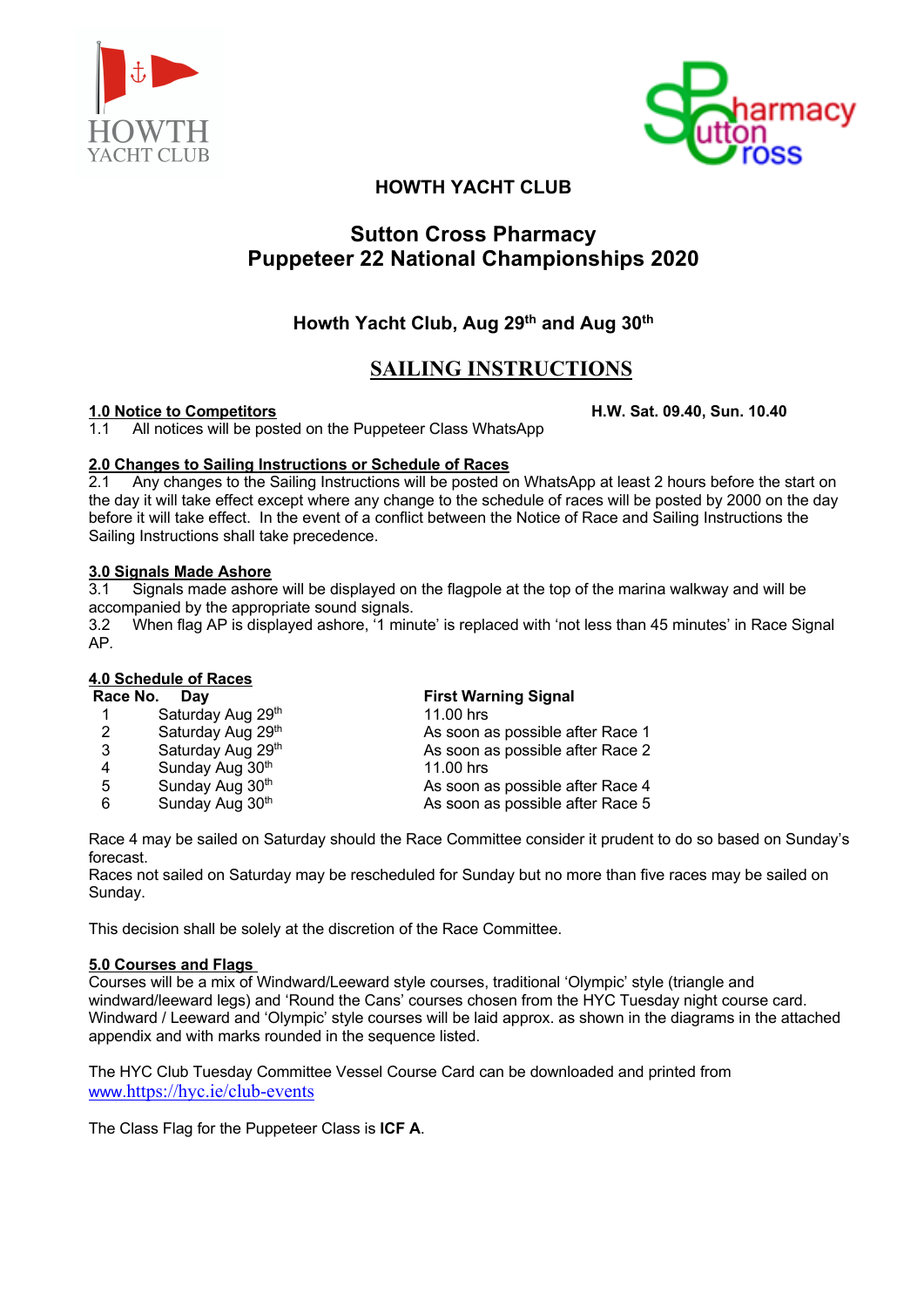HOWTH YACHT CLUB

# HOWTH YACHT CLUB

## Sutton Cross Pharmacy
## Puppeteer 22 National Championships 2020

### Howth Yacht Club, Aug 29th and Aug 30th

## SAILING INSTRUCTIONS

**1.0 Notice to Competitors** **H.W. Sat. 09.40, Sun. 10.40**

1.1 All notices will be posted on the Puppeteer Class WhatsApp

**2.0 Changes to Sailing Instructions or Schedule of Races**

2.1 Any changes to the Sailing Instructions will be posted on WhatsApp at least 2 hours before the start on the day it will take effect except where any change to the schedule of races will be posted by 2000 on the day before it will take effect. In the event of a conflict between the Notice of Race and Sailing Instructions the Sailing Instructions shall take precedence.

**3.0 Signals Made Ashore**

3.1 Signals made ashore will be displayed on the flagpole at the top of the marina walkway and will be accompanied by the appropriate sound signals.

3.2 When flag AP is displayed ashore, '1 minute' is replaced with 'not less than 45 minutes' in Race Signal AP.

**4.0 Schedule of Races**

| Race No. | Day | First Warning Signal |
|---|---|---|
| 1 | Saturday Aug 29th | 11.00 hrs |
| 2 | Saturday Aug 29th | As soon as possible after Race 1 |
| 3 | Saturday Aug 29th | As soon as possible after Race 2 |
| 4 | Sunday Aug 30th | 11.00 hrs |
| 5 | Sunday Aug 30th | As soon as possible after Race 4 |
| 6 | Sunday Aug 30th | As soon as possible after Race 5 |

Race 4 may be sailed on Saturday should the Race Committee consider it prudent to do so based on Sunday's forecast.
Races not sailed on Saturday may be rescheduled for Sunday but no more than five races may be sailed on Sunday.

This decision shall be solely at the discretion of the Race Committee.

**5.0 Courses and Flags**

Courses will be a mix of Windward/Leeward style courses, traditional 'Olympic' style (triangle and windward/leeward legs) and 'Round the Cans' courses chosen from the HYC Tuesday night course card. Windward / Leeward and 'Olympic' style courses will be laid approx. as shown in the diagrams in the attached appendix and with marks rounded in the sequence listed.

The HYC Club Tuesday Committee Vessel Course Card can be downloaded and printed from www.https://hyc.ie/club-events

The Class Flag for the Puppeteer Class is **ICF A**.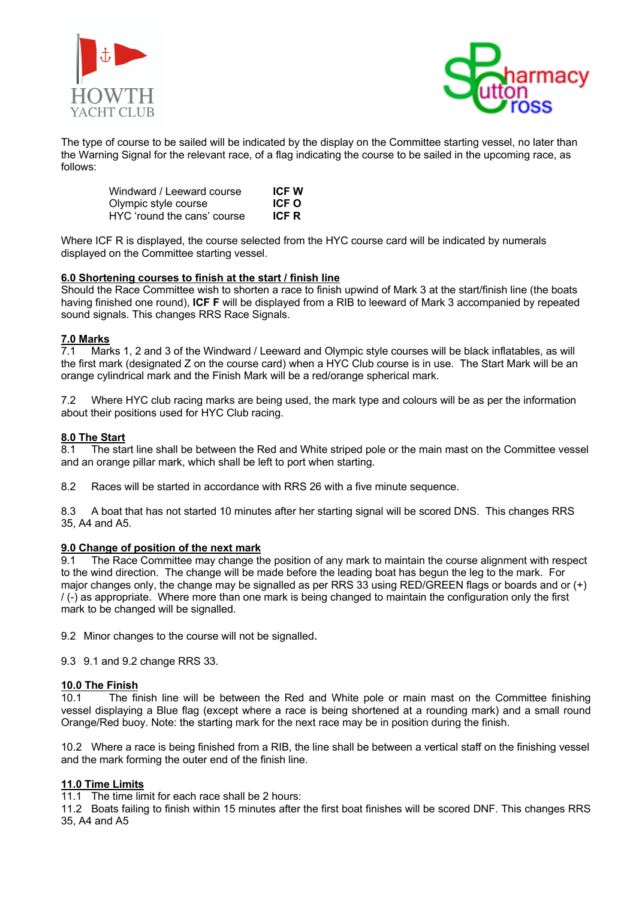The type of course to be sailed will be indicated by the display on the Committee starting vessel, no later than the Warning Signal for the relevant race, of a flag indicating the course to be sailed in the upcoming race, as follows:

| | |
|---|---|
| Windward / Leeward course | **ICF W** |
| Olympic style course | **ICF O** |
| HYC 'round the cans' course | **ICF R** |

Where ICF R is displayed, the course selected from the HYC course card will be indicated by numerals displayed on the Committee starting vessel.

## 6.0 Shortening courses to finish at the start / finish line

Should the Race Committee wish to shorten a race to finish upwind of Mark 3 at the start/finish line (the boats having finished one round), **ICF F** will be displayed from a RIB to leeward of Mark 3 accompanied by repeated sound signals. This changes RRS Race Signals.

## 7.0 Marks

7.1 Marks 1, 2 and 3 of the Windward / Leeward and Olympic style courses will be black inflatables, as will the first mark (designated Z on the course card) when a HYC Club course is in use. The Start Mark will be an orange cylindrical mark and the Finish Mark will be a red/orange spherical mark.

7.2 Where HYC club racing marks are being used, the mark type and colours will be as per the information about their positions used for HYC Club racing.

## 8.0 The Start

8.1 The start line shall be between the Red and White striped pole or the main mast on the Committee vessel and an orange pillar mark, which shall be left to port when starting.

8.2 Races will be started in accordance with RRS 26 with a five minute sequence.

8.3 A boat that has not started 10 minutes after her starting signal will be scored DNS. This changes RRS 35, A4 and A5.

## 9.0 Change of position of the next mark

9.1 The Race Committee may change the position of any mark to maintain the course alignment with respect to the wind direction. The change will be made before the leading boat has begun the leg to the mark. For major changes only, the change may be signalled as per RRS 33 using RED/GREEN flags or boards and or (+) / (-) as appropriate. Where more than one mark is being changed to maintain the configuration only the first mark to be changed will be signalled.

9.2 Minor changes to the course will not be signalled.

9.3 9.1 and 9.2 change RRS 33.

## 10.0 The Finish

10.1 The finish line will be between the Red and White pole or main mast on the Committee finishing vessel displaying a Blue flag (except where a race is being shortened at a rounding mark) and a small round Orange/Red buoy. Note: the starting mark for the next race may be in position during the finish.

10.2 Where a race is being finished from a RIB, the line shall be between a vertical staff on the finishing vessel and the mark forming the outer end of the finish line.

## 11.0 Time Limits

11.1 The time limit for each race shall be 2 hours:

11.2 Boats failing to finish within 15 minutes after the first boat finishes will be scored DNF. This changes RRS 35, A4 and A5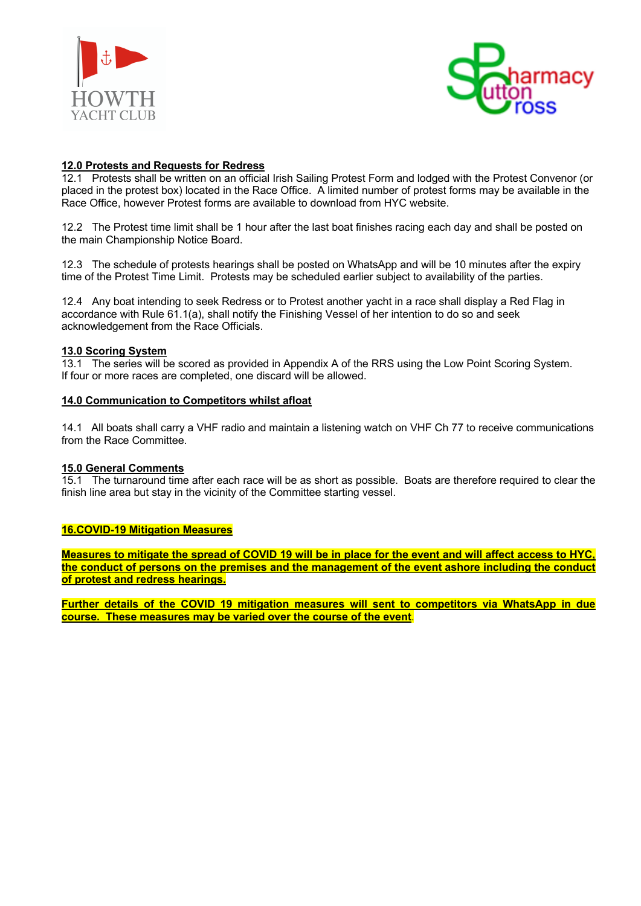## 12.0 Protests and Requests for Redress

12.1 Protests shall be written on an official Irish Sailing Protest Form and lodged with the Protest Convenor (or placed in the protest box) located in the Race Office. A limited number of protest forms may be available in the Race Office, however Protest forms are available to download from HYC website.

12.2 The Protest time limit shall be 1 hour after the last boat finishes racing each day and shall be posted on the main Championship Notice Board.

12.3 The schedule of protests hearings shall be posted on WhatsApp and will be 10 minutes after the expiry time of the Protest Time Limit. Protests may be scheduled earlier subject to availability of the parties.

12.4 Any boat intending to seek Redress or to Protest another yacht in a race shall display a Red Flag in accordance with Rule 61.1(a), shall notify the Finishing Vessel of her intention to do so and seek acknowledgement from the Race Officials.

## 13.0 Scoring System

13.1 The series will be scored as provided in Appendix A of the RRS using the Low Point Scoring System. If four or more races are completed, one discard will be allowed.

## 14.0 Communication to Competitors whilst afloat

14.1 All boats shall carry a VHF radio and maintain a listening watch on VHF Ch 77 to receive communications from the Race Committee.

## 15.0 General Comments

15.1 The turnaround time after each race will be as short as possible. Boats are therefore required to clear the finish line area but stay in the vicinity of the Committee starting vessel.

## 16.COVID-19 Mitigation Measures

**Measures to mitigate the spread of COVID 19 will be in place for the event and will affect access to HYC, the conduct of persons on the premises and the management of the event ashore including the conduct of protest and redress hearings.**

**Further details of the COVID 19 mitigation measures will sent to competitors via WhatsApp in due course. These measures may be varied over the course of the event.**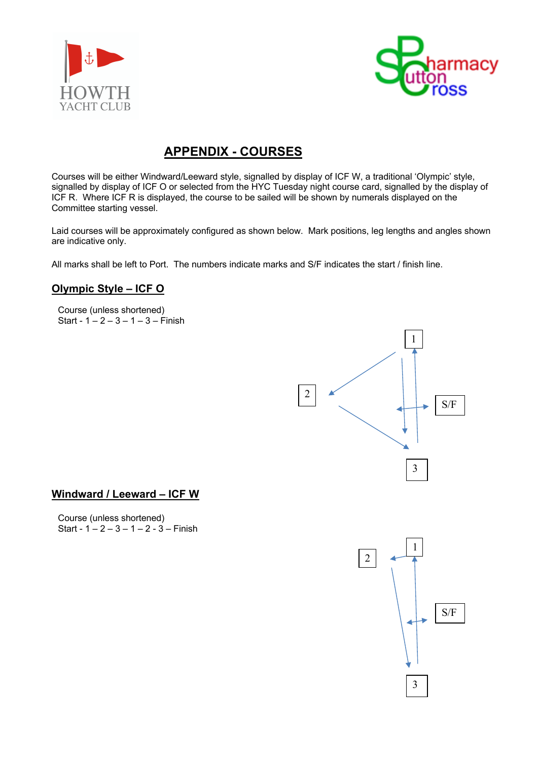# APPENDIX - COURSES

Courses will be either Windward/Leeward style, signalled by display of ICF W, a traditional 'Olympic' style, signalled by display of ICF O or selected from the HYC Tuesday night course card, signalled by the display of ICF R. Where ICF R is displayed, the course to be sailed will be shown by numerals displayed on the Committee starting vessel.

Laid courses will be approximately configured as shown below. Mark positions, leg lengths and angles shown are indicative only.

All marks shall be left to Port. The numbers indicate marks and S/F indicates the start / finish line.

## Olympic Style – ICF O

Course (unless shortened)
Start - 1 – 2 – 3 – 1 – 3 – Finish

1
2
S/F
3

## Windward / Leeward – ICF W

Course (unless shortened)
Start - 1 – 2 – 3 – 1 – 2 - 3 – Finish

1
2
S/F
3